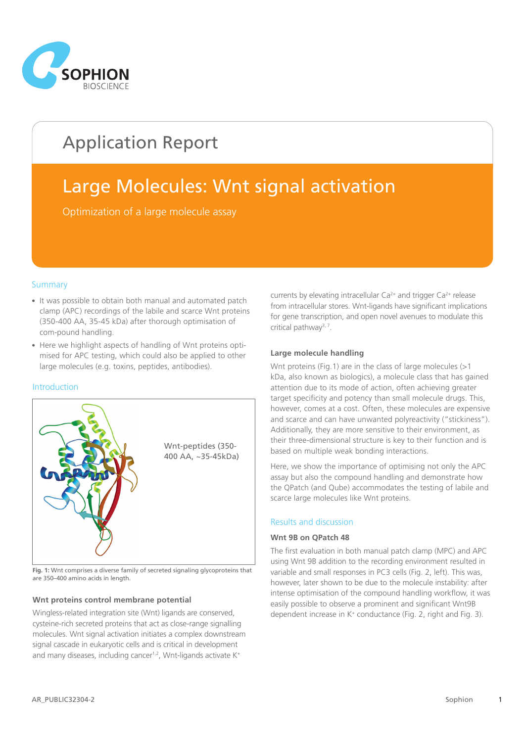# Application Report

## Large Molecules: Wnt signal activation

Optimization of a large molecule assay

### Summary

- It was possible to obtain both manual and automated patch clamp (APC) recordings of the labile and scarce Wnt proteins (350-400 AA, 35-45 kDa) after thorough optimisation of com-pound handling.
- Here we highlight aspects of handling of Wnt proteins opti-mised for APC testing, which could also be applied to other large molecules (e.g. toxins, peptides, antibodies).

### Introduction

Wnt-peptides (350-400 AA, ~35-45kDa)

**Fig. 1:** Wnt comprises a diverse family of secreted signaling glycoproteins that are 350–400 amino acids in length.

#### Wnt proteins control membrane potential

Wingless-related integration site (Wnt) ligands are conserved, cysteine-rich secreted proteins that act as close-range signalling molecules. Wnt signal activation initiates a complex downstream signal cascade in eukaryotic cells and is critical in development and many diseases, including cancer[1,2], Wnt-ligands activate $K^+$ currents by elevating intracellular $Ca^{2+}$ and trigger $Ca^{2+}$ release from intracellular stores. Wnt-ligands have significant implications for gene transcription, and open novel avenues to modulate this critical pathway[3, 7].

#### Large molecule handling

Wnt proteins (Fig.1) are in the class of large molecules (>1 kDa, also known as biologics), a molecule class that has gained attention due to its mode of action, often achieving greater target specificity and potency than small molecule drugs. This, however, comes at a cost. Often, these molecules are expensive and scarce and can have unwanted polyreactivity ("stickiness"). Additionally, they are more sensitive to their environment, as their three-dimensional structure is key to their function and is based on multiple weak bonding interactions.

Here, we show the importance of optimising not only the APC assay but also the compound handling and demonstrate how the QPatch (and Qube) accommodates the testing of labile and scarce large molecules like Wnt proteins.

### Results and discussion

#### Wnt 9B on QPatch 48

The first evaluation in both manual patch clamp (MPC) and APC using Wnt 9B addition to the recording environment resulted in variable and small responses in PC3 cells (Fig. 2, left). This was, however, later shown to be due to the molecule instability: after intense optimisation of the compound handling workflow, it was easily possible to observe a prominent and significant Wnt9B dependent increase in $K^+$ conductance (Fig. 2, right and Fig. 3).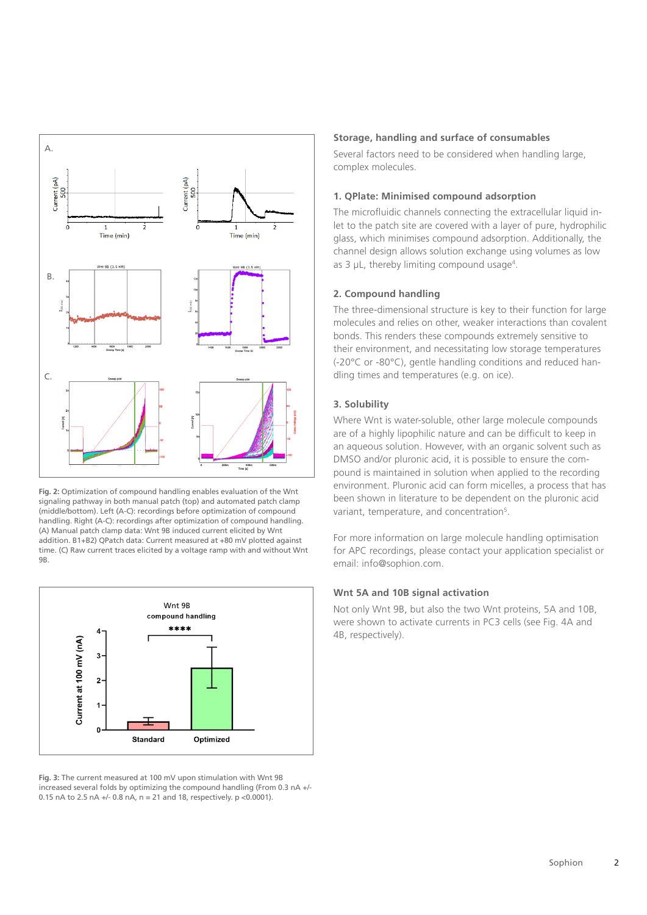Fig. 2: Optimization of compound handling enables evaluation of the Wnt signaling pathway in both manual patch (top) and automated patch clamp (middle/bottom). Left (A-C): recordings before optimization of compound handling. Right (A-C): recordings after optimization of compound handling. (A) Manual patch clamp data: Wnt 9B induced current elicited by Wnt addition. B1+B2) QPatch data: Current measured at +80 mV plotted against time. (C) Raw current traces elicited by a voltage ramp with and without Wnt 9B.

Fig. 3: The current measured at 100 mV upon stimulation with Wnt 9B increased several folds by optimizing the compound handling (From 0.3 nA +/- 0.15 nA to 2.5 nA +/- 0.8 nA, n = 21 and 18, respectively. p <0.0001).

## Storage, handling and surface of consumables

Several factors need to be considered when handling large, complex molecules.

### 1. QPlate: Minimised compound adsorption

The microfluidic channels connecting the extracellular liquid in-let to the patch site are covered with a layer of pure, hydrophilic glass, which minimises compound adsorption. Additionally, the channel design allows solution exchange using volumes as low as 3 µL, thereby limiting compound usage[4].

### 2. Compound handling

The three-dimensional structure is key to their function for large molecules and relies on other, weaker interactions than covalent bonds. This renders these compounds extremely sensitive to their environment, and necessitating low storage temperatures (-20°C or -80°C), gentle handling conditions and reduced han-dling times and temperatures (e.g. on ice).

### 3. Solubility

Where Wnt is water-soluble, other large molecule compounds are of a highly lipophilic nature and can be difficult to keep in an aqueous solution. However, with an organic solvent such as DMSO and/or pluronic acid, it is possible to ensure the com-pound is maintained in solution when applied to the recording environment. Pluronic acid can form micelles, a process that has been shown in literature to be dependent on the pluronic acid variant, temperature, and concentration[5].

For more information on large molecule handling optimisation for APC recordings, please contact your application specialist or email: info@sophion.com.

## Wnt 5A and 10B signal activation

Not only Wnt 9B, but also the two Wnt proteins, 5A and 10B, were shown to activate currents in PC3 cells (see Fig. 4A and 4B, respectively).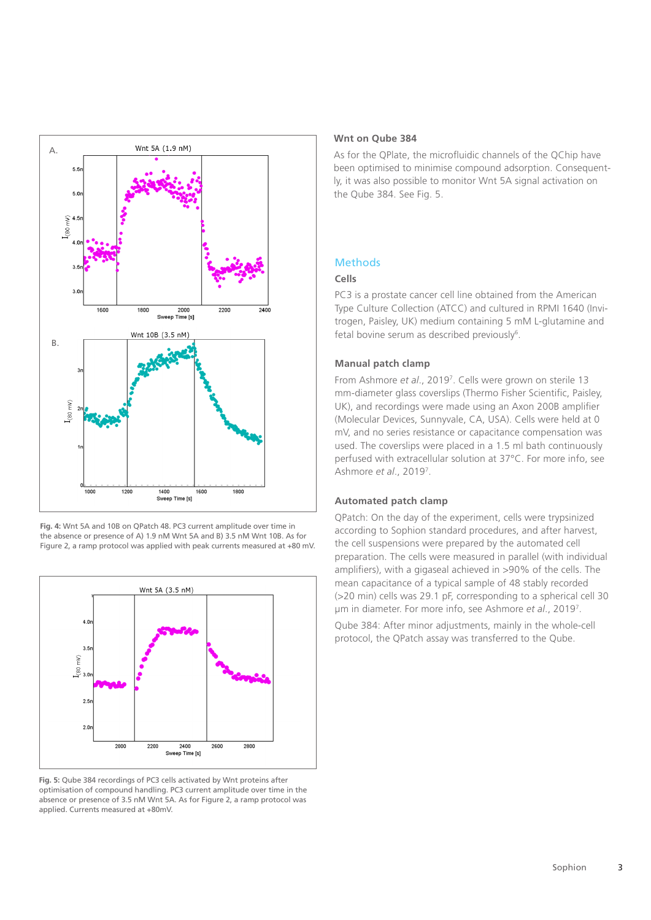Fig. 4: Wnt 5A and 10B on QPatch 48. PC3 current amplitude over time in the absence or presence of A) 1.9 nM Wnt 5A and B) 3.5 nM Wnt 10B. As for Figure 2, a ramp protocol was applied with peak currents measured at +80 mV.

Fig. 5: Qube 384 recordings of PC3 cells activated by Wnt proteins after optimisation of compound handling. PC3 current amplitude over time in the absence or presence of 3.5 nM Wnt 5A. As for Figure 2, a ramp protocol was applied. Currents measured at +80mV.

### Wnt on Qube 384

As for the QPlate, the microfluidic channels of the QChip have been optimised to minimise compound adsorption. Consequently, it was also possible to monitor Wnt 5A signal activation on the Qube 384. See Fig. 5.

## Methods

### Cells

PC3 is a prostate cancer cell line obtained from the American Type Culture Collection (ATCC) and cultured in RPMI 1640 (Invitrogen, Paisley, UK) medium containing 5 mM L-glutamine and fetal bovine serum as described previously[6].

### Manual patch clamp

From Ashmore *et al*., 2019[7]. Cells were grown on sterile 13 mm-diameter glass coverslips (Thermo Fisher Scientific, Paisley, UK), and recordings were made using an Axon 200B amplifier (Molecular Devices, Sunnyvale, CA, USA). Cells were held at 0 mV, and no series resistance or capacitance compensation was used. The coverslips were placed in a 1.5 ml bath continuously perfused with extracellular solution at 37°C. For more info, see Ashmore *et al*., 2019[7].

### Automated patch clamp

QPatch: On the day of the experiment, cells were trypsinized according to Sophion standard procedures, and after harvest, the cell suspensions were prepared by the automated cell preparation. The cells were measured in parallel (with individual amplifiers), with a gigaseal achieved in >90% of the cells. The mean capacitance of a typical sample of 48 stably recorded (>20 min) cells was 29.1 pF, corresponding to a spherical cell 30 µm in diameter. For more info, see Ashmore *et al*., 2019[7].

Qube 384: After minor adjustments, mainly in the whole-cell protocol, the QPatch assay was transferred to the Qube.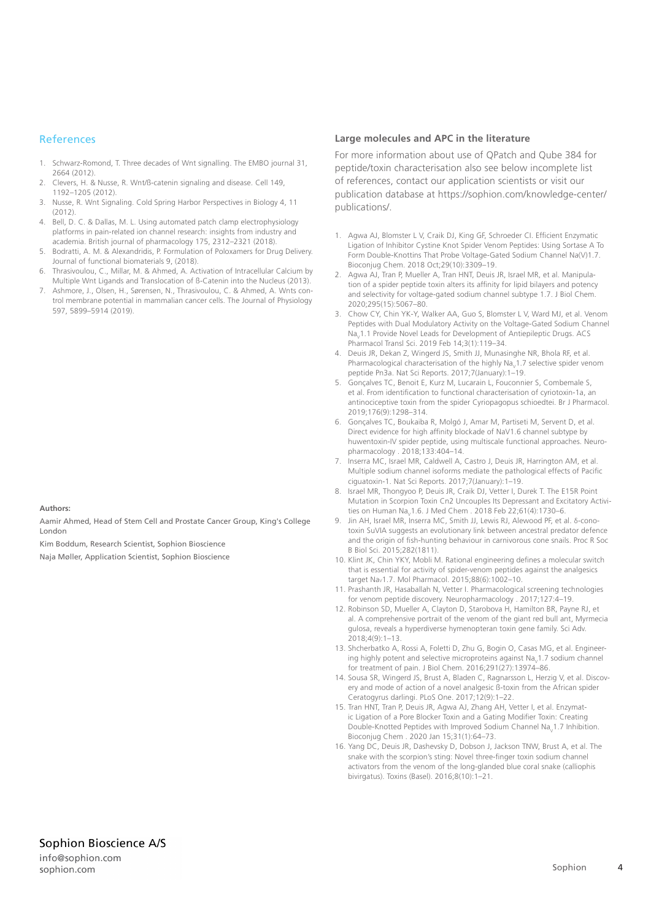## References

1. Schwarz-Romond, T. Three decades of Wnt signalling. The EMBO journal 31, 2664 (2012).
2. Clevers, H. & Nusse, R. Wnt/ß-catenin signaling and disease. Cell 149, 1192–1205 (2012).
3. Nusse, R. Wnt Signaling. Cold Spring Harbor Perspectives in Biology 4, 11 (2012).
4. Bell, D. C. & Dallas, M. L. Using automated patch clamp electrophysiology platforms in pain-related ion channel research: insights from industry and academia. British journal of pharmacology 175, 2312–2321 (2018).
5. Bodratti, A. M. & Alexandridis, P. Formulation of Poloxamers for Drug Delivery. Journal of functional biomaterials 9, (2018).
6. Thrasivoulou, C., Millar, M. & Ahmed, A. Activation of Intracellular Calcium by Multiple Wnt Ligands and Translocation of ß-Catenin into the Nucleus (2013).
7. Ashmore, J., Olsen, H., Sørensen, N., Thrasivoulou, C. & Ahmed, A. Wnts control membrane potential in mammalian cancer cells. The Journal of Physiology 597, 5899–5914 (2019).

**Authors:**

Aamir Ahmed, Head of Stem Cell and Prostate Cancer Group, King's College London

Kim Boddum, Research Scientist, Sophion Bioscience

Naja Møller, Application Scientist, Sophion Bioscience

### Large molecules and APC in the literature

For more information about use of QPatch and Qube 384 for peptide/toxin characterisation also see below incomplete list of references, contact our application scientists or visit our publication database at https://sophion.com/knowledge-center/publications/.

1. Agwa AJ, Blomster L V, Craik DJ, King GF, Schroeder CI. Efficient Enzymatic Ligation of Inhibitor Cystine Knot Spider Venom Peptides: Using Sortase A To Form Double-Knottins That Probe Voltage-Gated Sodium Channel Na(V)1.7. Bioconjug Chem. 2018 Oct;29(10):3309–19.
2. Agwa AJ, Tran P, Mueller A, Tran HNT, Deuis JR, Israel MR, et al. Manipulation of a spider peptide toxin alters its affinity for lipid bilayers and potency and selectivity for voltage-gated sodium channel subtype 1.7. J Biol Chem. 2020;295(15):5067–80.
3. Chow CY, Chin YK-Y, Walker AA, Guo S, Blomster L V, Ward MJ, et al. Venom Peptides with Dual Modulatory Activity on the Voltage-Gated Sodium Channel $Na_V1.1$ Provide Novel Leads for Development of Antiepileptic Drugs. ACS Pharmacol Transl Sci. 2019 Feb 14;3(1):119–34.
4. Deuis JR, Dekan Z, Wingerd JS, Smith JJ, Munasinghe NR, Bhola RF, et al. Pharmacological characterisation of the highly $Na_V1.7$ selective spider venom peptide Pn3a. Nat Sci Reports. 2017;7(January):1–19.
5. Gonçalves TC, Benoit E, Kurz M, Lucarain L, Fouconnier S, Combemale S, et al. From identification to functional characterisation of cyriotoxin-1a, an antinociceptive toxin from the spider Cyriopagopus schioedtei. Br J Pharmacol. 2019;176(9):1298–314.
6. Gonçalves TC, Boukaiba R, Molgó J, Amar M, Partiseti M, Servent D, et al. Direct evidence for high affinity blockade of NaV1.6 channel subtype by huwentoxin-IV spider peptide, using multiscale functional approaches. Neuropharmacology . 2018;133:404–14.
7. Inserra MC, Israel MR, Caldwell A, Castro J, Deuis JR, Harrington AM, et al. Multiple sodium channel isoforms mediate the pathological effects of Pacific ciguatoxin-1. Nat Sci Reports. 2017;7(January):1–19.
8. Israel MR, Thongyoo P, Deuis JR, Craik DJ, Vetter I, Durek T. The E15R Point Mutation in Scorpion Toxin Cn2 Uncouples Its Depressant and Excitatory Activities on Human $Na_V1.6$. J Med Chem . 2018 Feb 22;61(4):1730–6.
9. Jin AH, Israel MR, Inserra MC, Smith JJ, Lewis RJ, Alewood PF, et al. δ-conotoxin SuVIA suggests an evolutionary link between ancestral predator defence and the origin of fish-hunting behaviour in carnivorous cone snails. Proc R Soc B Biol Sci. 2015;282(1811).
10. Klint JK, Chin YKY, Mobli M. Rational engineering defines a molecular switch that is essential for activity of spider-venom peptides against the analgesics target $Na_V1.7$. Mol Pharmacol. 2015;88(6):1002–10.
11. Prashanth JR, Hasaballah N, Vetter I. Pharmacological screening technologies for venom peptide discovery. Neuropharmacology . 2017;127:4–19.
12. Robinson SD, Mueller A, Clayton D, Starobova H, Hamilton BR, Payne RJ, et al. A comprehensive portrait of the venom of the giant red bull ant, Myrmecia gulosa, reveals a hyperdiverse hymenopteran toxin gene family. Sci Adv. 2018;4(9):1–13.
13. Shcherbatko A, Rossi A, Foletti D, Zhu G, Bogin O, Casas MG, et al. Engineering highly potent and selective microproteins against $Na_V1.7$ sodium channel for treatment of pain. J Biol Chem. 2016;291(27):13974–86.
14. Sousa SR, Wingerd JS, Brust A, Bladen C, Ragnarsson L, Herzig V, et al. Discovery and mode of action of a novel analgesic ß-toxin from the African spider Ceratogyrus darlingi. PLoS One. 2017;12(9):1–22.
15. Tran HNT, Tran P, Deuis JR, Agwa AJ, Zhang AH, Vetter I, et al. Enzymatic Ligation of a Pore Blocker Toxin and a Gating Modifier Toxin: Creating Double-Knotted Peptides with Improved Sodium Channel $Na_V1.7$ Inhibition. Bioconjug Chem . 2020 Jan 15;31(1):64–73.
16. Yang DC, Deuis JR, Dashevsky D, Dobson J, Jackson TNW, Brust A, et al. The snake with the scorpion's sting: Novel three-finger toxin sodium channel activators from the venom of the long-glanded blue coral snake (calliophis bivirgatus). Toxins (Basel). 2016;8(10):1–21.

**Sophion Bioscience A/S**

info@sophion.com
sophion.com